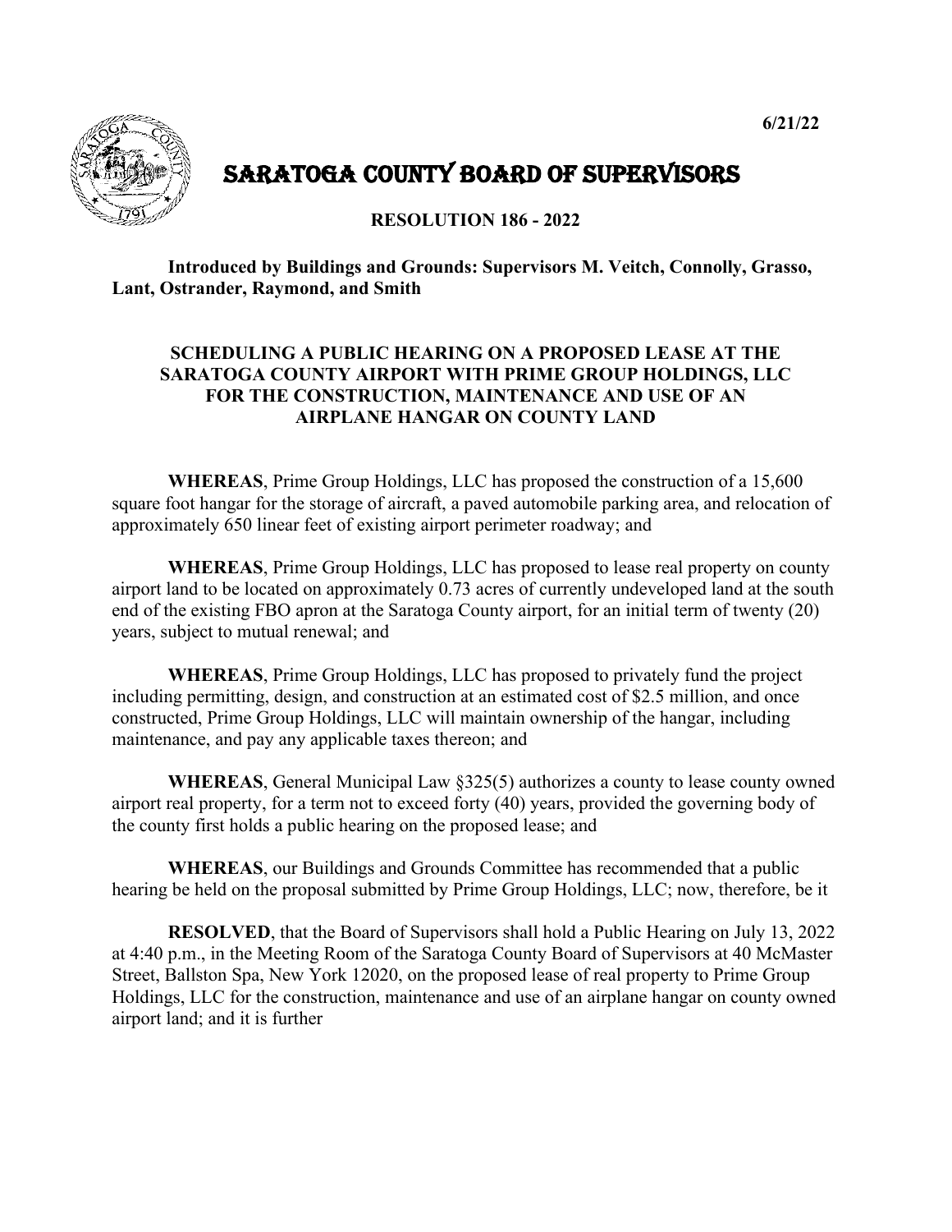6/21/22

# SARATOGA COUNTY BOARD OF SUPERVISORS

## RESOLUTION 186 - 2022

**Introduced by Buildings and Grounds: Supervisors M. Veitch, Connolly, Grasso, Lant, Ostrander, Raymond, and Smith**

### SCHEDULING A PUBLIC HEARING ON A PROPOSED LEASE AT THE SARATOGA COUNTY AIRPORT WITH PRIME GROUP HOLDINGS, LLC FOR THE CONSTRUCTION, MAINTENANCE AND USE OF AN AIRPLANE HANGAR ON COUNTY LAND

**WHEREAS**, Prime Group Holdings, LLC has proposed the construction of a 15,600 square foot hangar for the storage of aircraft, a paved automobile parking area, and relocation of approximately 650 linear feet of existing airport perimeter roadway; and

**WHEREAS**, Prime Group Holdings, LLC has proposed to lease real property on county airport land to be located on approximately 0.73 acres of currently undeveloped land at the south end of the existing FBO apron at the Saratoga County airport, for an initial term of twenty (20) years, subject to mutual renewal; and

**WHEREAS**, Prime Group Holdings, LLC has proposed to privately fund the project including permitting, design, and construction at an estimated cost of $2.5 million, and once constructed, Prime Group Holdings, LLC will maintain ownership of the hangar, including maintenance, and pay any applicable taxes thereon; and

**WHEREAS**, General Municipal Law §325(5) authorizes a county to lease county owned airport real property, for a term not to exceed forty (40) years, provided the governing body of the county first holds a public hearing on the proposed lease; and

**WHEREAS**, our Buildings and Grounds Committee has recommended that a public hearing be held on the proposal submitted by Prime Group Holdings, LLC; now, therefore, be it

**RESOLVED**, that the Board of Supervisors shall hold a Public Hearing on July 13, 2022 at 4:40 p.m., in the Meeting Room of the Saratoga County Board of Supervisors at 40 McMaster Street, Ballston Spa, New York 12020, on the proposed lease of real property to Prime Group Holdings, LLC for the construction, maintenance and use of an airplane hangar on county owned airport land; and it is further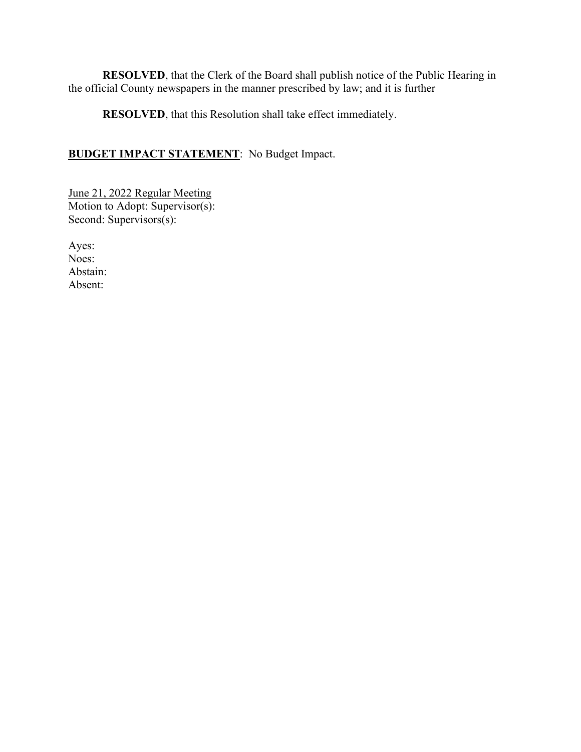**RESOLVED**, that the Clerk of the Board shall publish notice of the Public Hearing in the official County newspapers in the manner prescribed by law; and it is further

**RESOLVED**, that this Resolution shall take effect immediately.

**<u>BUDGET IMPACT STATEMENT</u>**: No Budget Impact.

<u>June 21, 2022 Regular Meeting</u>
Motion to Adopt: Supervisor(s):
Second: Supervisors(s):

Ayes:
Noes:
Abstain:
Absent: